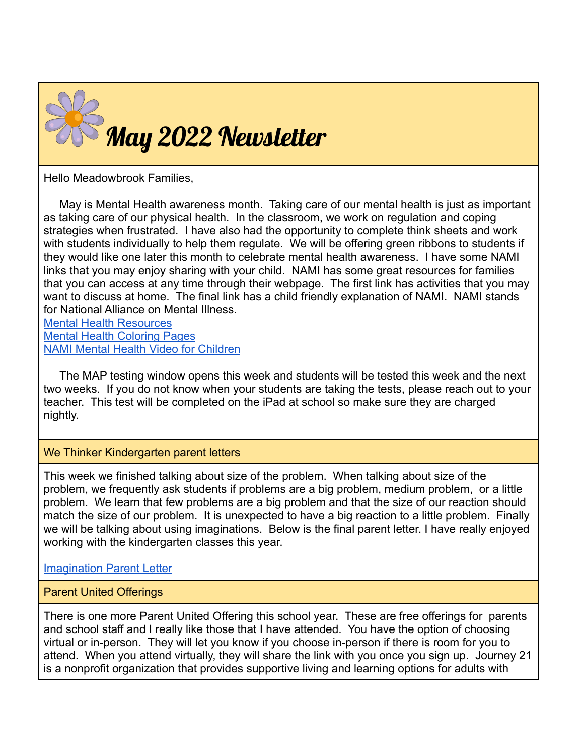# May 2022 Newsletter

Hello Meadowbrook Families,

May is Mental Health awareness month. Taking care of our mental health is just as important as taking care of our physical health. In the classroom, we work on regulation and coping strategies when frustrated. I have also had the opportunity to complete think sheets and work with students individually to help them regulate. We will be offering green ribbons to students if they would like one later this month to celebrate mental health awareness. I have some NAMI links that you may enjoy sharing with your child. NAMI has some great resources for families that you can access at any time through their webpage. The first link has activities that you may want to discuss at home. The final link has a child friendly explanation of NAMI. NAMI stands for National Alliance on Mental Illness.

Mental Health Resources
Mental Health Coloring Pages
NAMI Mental Health Video for Children

The MAP testing window opens this week and students will be tested this week and the next two weeks. If you do not know when your students are taking the tests, please reach out to your teacher. This test will be completed on the iPad at school so make sure they are charged nightly.

## We Thinker Kindergarten parent letters

This week we finished talking about size of the problem. When talking about size of the problem, we frequently ask students if problems are a big problem, medium problem, or a little problem. We learn that few problems are a big problem and that the size of our reaction should match the size of our problem. It is unexpected to have a big reaction to a little problem. Finally we will be talking about using imaginations. Below is the final parent letter. I have really enjoyed working with the kindergarten classes this year.

Imagination Parent Letter

## Parent United Offerings

There is one more Parent United Offering this school year. These are free offerings for parents and school staff and I really like those that I have attended. You have the option of choosing virtual or in-person. They will let you know if you choose in-person if there is room for you to attend. When you attend virtually, they will share the link with you once you sign up. Journey 21 is a nonprofit organization that provides supportive living and learning options for adults with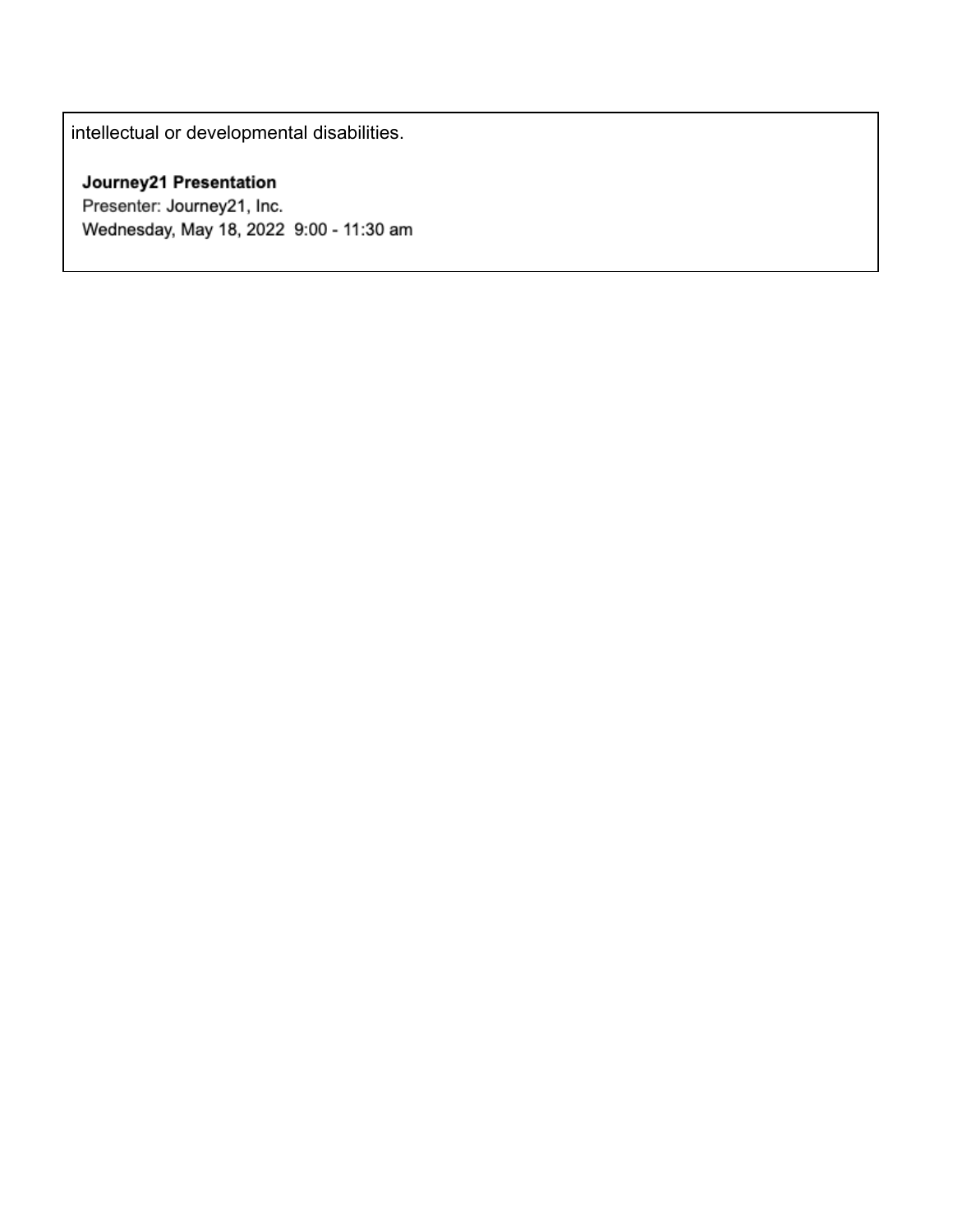intellectual or developmental disabilities.

**Journey21 Presentation**
Presenter: Journey21, Inc.
Wednesday, May 18, 2022 9:00 - 11:30 am